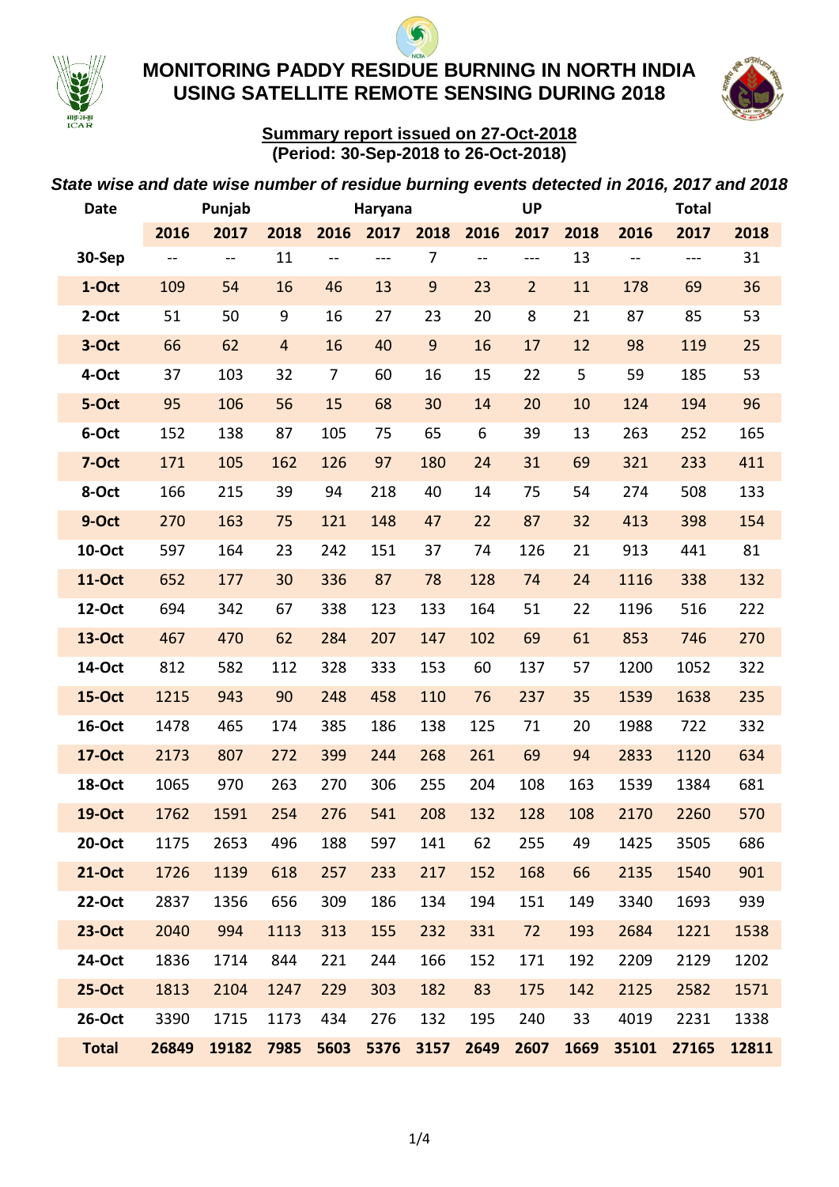# MONITORING PADDY RESIDUE BURNING IN NORTH INDIA USING SATELLITE REMOTE SENSING DURING 2018

**Summary report issued on 27-Oct-2018**
**(Period: 30-Sep-2018 to 26-Oct-2018)**

***State wise and date wise number of residue burning events detected in 2016, 2017 and 2018***

| Date | Punjab | | | Haryana | | | UP | | | Total | | |
|---|---|---|---|---|---|---|---|---|---|---|---|---|
| | 2016 | 2017 | 2018 | 2016 | 2017 | 2018 | 2016 | 2017 | 2018 | 2016 | 2017 | 2018 |
| 30-Sep | -- | -- | 11 | -- | --- | 7 | -- | --- | 13 | -- | --- | 31 |
| 1-Oct | 109 | 54 | 16 | 46 | 13 | 9 | 23 | 2 | 11 | 178 | 69 | 36 |
| 2-Oct | 51 | 50 | 9 | 16 | 27 | 23 | 20 | 8 | 21 | 87 | 85 | 53 |
| 3-Oct | 66 | 62 | 4 | 16 | 40 | 9 | 16 | 17 | 12 | 98 | 119 | 25 |
| 4-Oct | 37 | 103 | 32 | 7 | 60 | 16 | 15 | 22 | 5 | 59 | 185 | 53 |
| 5-Oct | 95 | 106 | 56 | 15 | 68 | 30 | 14 | 20 | 10 | 124 | 194 | 96 |
| 6-Oct | 152 | 138 | 87 | 105 | 75 | 65 | 6 | 39 | 13 | 263 | 252 | 165 |
| 7-Oct | 171 | 105 | 162 | 126 | 97 | 180 | 24 | 31 | 69 | 321 | 233 | 411 |
| 8-Oct | 166 | 215 | 39 | 94 | 218 | 40 | 14 | 75 | 54 | 274 | 508 | 133 |
| 9-Oct | 270 | 163 | 75 | 121 | 148 | 47 | 22 | 87 | 32 | 413 | 398 | 154 |
| 10-Oct | 597 | 164 | 23 | 242 | 151 | 37 | 74 | 126 | 21 | 913 | 441 | 81 |
| 11-Oct | 652 | 177 | 30 | 336 | 87 | 78 | 128 | 74 | 24 | 1116 | 338 | 132 |
| 12-Oct | 694 | 342 | 67 | 338 | 123 | 133 | 164 | 51 | 22 | 1196 | 516 | 222 |
| 13-Oct | 467 | 470 | 62 | 284 | 207 | 147 | 102 | 69 | 61 | 853 | 746 | 270 |
| 14-Oct | 812 | 582 | 112 | 328 | 333 | 153 | 60 | 137 | 57 | 1200 | 1052 | 322 |
| 15-Oct | 1215 | 943 | 90 | 248 | 458 | 110 | 76 | 237 | 35 | 1539 | 1638 | 235 |
| 16-Oct | 1478 | 465 | 174 | 385 | 186 | 138 | 125 | 71 | 20 | 1988 | 722 | 332 |
| 17-Oct | 2173 | 807 | 272 | 399 | 244 | 268 | 261 | 69 | 94 | 2833 | 1120 | 634 |
| 18-Oct | 1065 | 970 | 263 | 270 | 306 | 255 | 204 | 108 | 163 | 1539 | 1384 | 681 |
| 19-Oct | 1762 | 1591 | 254 | 276 | 541 | 208 | 132 | 128 | 108 | 2170 | 2260 | 570 |
| 20-Oct | 1175 | 2653 | 496 | 188 | 597 | 141 | 62 | 255 | 49 | 1425 | 3505 | 686 |
| 21-Oct | 1726 | 1139 | 618 | 257 | 233 | 217 | 152 | 168 | 66 | 2135 | 1540 | 901 |
| 22-Oct | 2837 | 1356 | 656 | 309 | 186 | 134 | 194 | 151 | 149 | 3340 | 1693 | 939 |
| 23-Oct | 2040 | 994 | 1113 | 313 | 155 | 232 | 331 | 72 | 193 | 2684 | 1221 | 1538 |
| 24-Oct | 1836 | 1714 | 844 | 221 | 244 | 166 | 152 | 171 | 192 | 2209 | 2129 | 1202 |
| 25-Oct | 1813 | 2104 | 1247 | 229 | 303 | 182 | 83 | 175 | 142 | 2125 | 2582 | 1571 |
| 26-Oct | 3390 | 1715 | 1173 | 434 | 276 | 132 | 195 | 240 | 33 | 4019 | 2231 | 1338 |
| **Total** | **26849** | **19182** | **7985** | **5603** | **5376** | **3157** | **2649** | **2607** | **1669** | **35101** | **27165** | **12811** |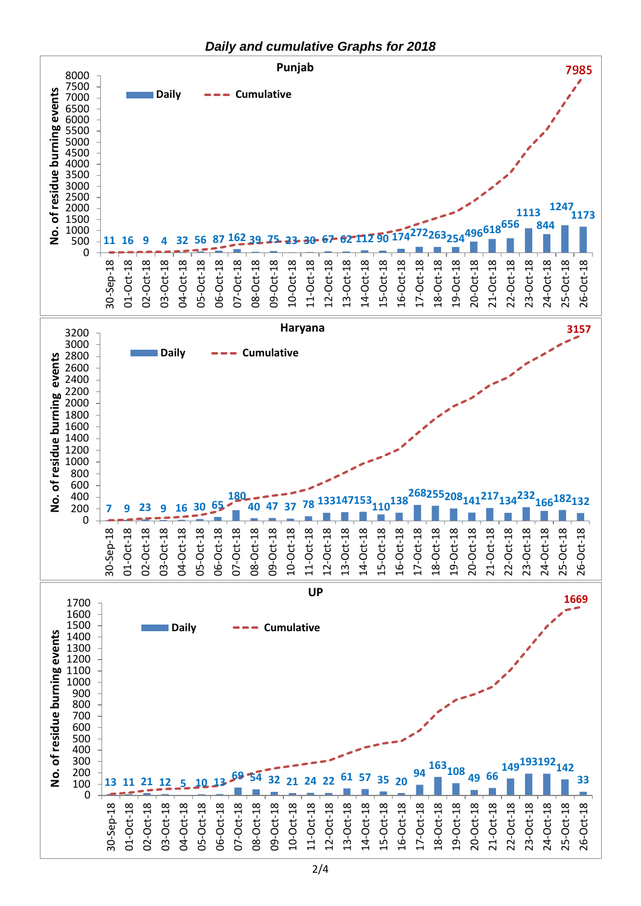## *Daily and cumulative Graphs for 2018*

No. of residue burning events (Daily)

| Date | Punjab | Haryana | UP |
|---|---|---|---|
| 30-Sep-18 | 11 | 7 | 13 |
| 01-Oct-18 | 16 | 9 | 11 |
| 02-Oct-18 | 9 | 23 | 21 |
| 03-Oct-18 | 4 | 9 | 12 |
| 04-Oct-18 | 32 | 16 | 5 |
| 05-Oct-18 | 56 | 30 | 10 |
| 06-Oct-18 | 87 | 65 | 13 |
| 07-Oct-18 | 162 | 180 | 69 |
| 08-Oct-18 | 39 | 40 | 54 |
| 09-Oct-18 | 75 | 47 | 32 |
| 10-Oct-18 | 23 | 37 | 21 |
| 11-Oct-18 | 30 | 78 | 24 |
| 12-Oct-18 | 67 | 133 | 22 |
| 13-Oct-18 | 62 | 147 | 61 |
| 14-Oct-18 | 112 | 153 | 57 |
| 15-Oct-18 | 90 | 110 | 35 |
| 16-Oct-18 | 174 | 138 | 20 |
| 17-Oct-18 | 272 | 268 | 94 |
| 18-Oct-18 | 263 | 255 | 163 |
| 19-Oct-18 | 254 | 208 | 108 |
| 20-Oct-18 | 496 | 141 | 49 |
| 21-Oct-18 | 618 | 217 | 66 |
| 22-Oct-18 | 656 | 134 | 149 |
| 23-Oct-18 | 1113 | 232 | 193 |
| 24-Oct-18 | 844 | 166 | 192 |
| 25-Oct-18 | 1247 | 182 | 142 |
| 26-Oct-18 | 1173 | 132 | 33 |
| **Cumulative** | **7985** | **3157** | **1669** |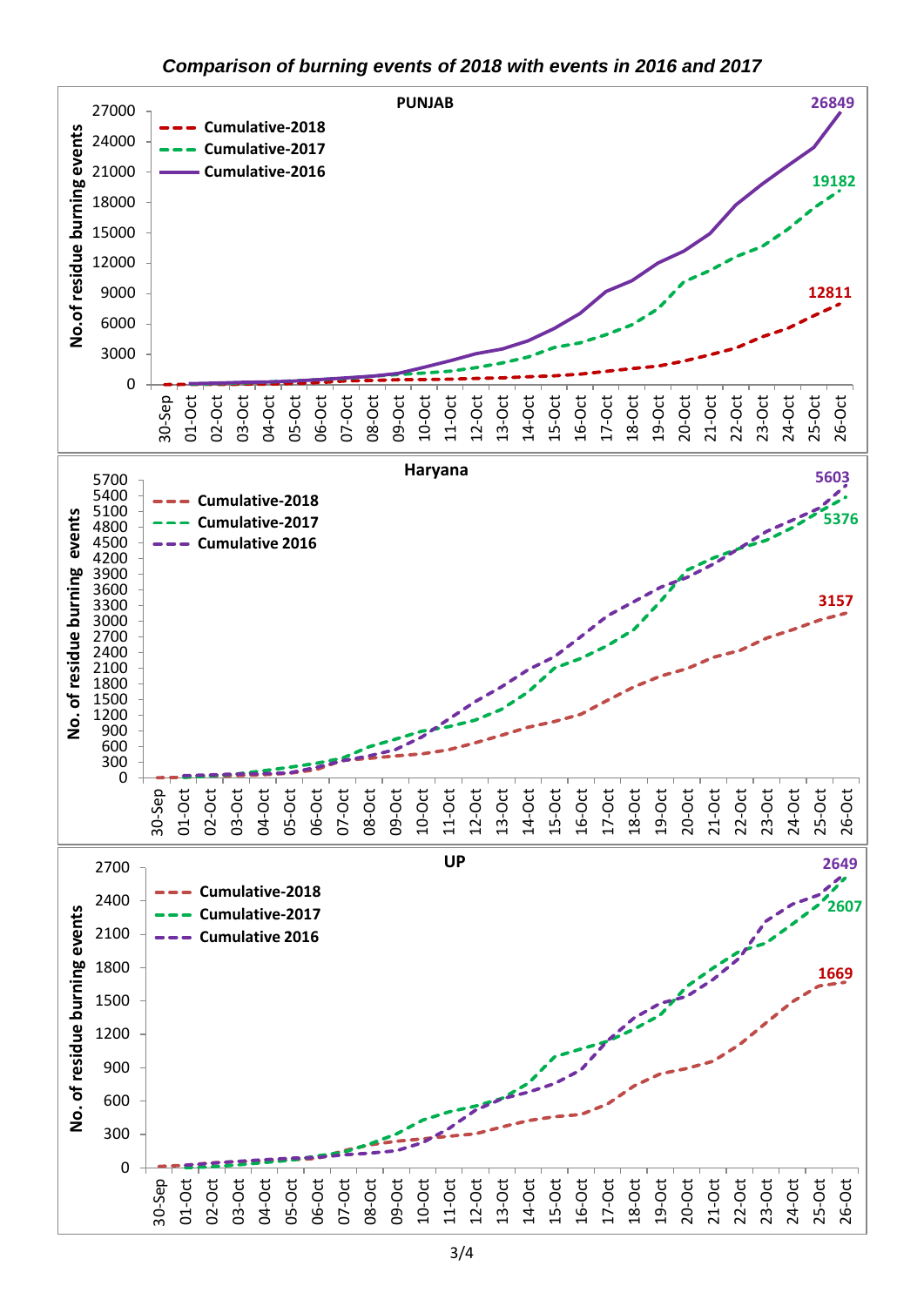*Comparison of burning events of 2018 with events in 2016 and 2017*

**PUNJAB**

No.of residue burning events

- Cumulative-2018: 12811
- Cumulative-2017: 19182
- Cumulative-2016: 26849

30-Sep, 01-Oct, 02-Oct, 03-Oct, 04-Oct, 05-Oct, 06-Oct, 07-Oct, 08-Oct, 09-Oct, 10-Oct, 11-Oct, 12-Oct, 13-Oct, 14-Oct, 15-Oct, 16-Oct, 17-Oct, 18-Oct, 19-Oct, 20-Oct, 21-Oct, 22-Oct, 23-Oct, 24-Oct, 25-Oct, 26-Oct

**Haryana**

No. of residue burning events

- Cumulative-2018: 3157
- Cumulative-2017: 5376
- Cumulative 2016: 5603

30-Sep, 01-Oct, 02-Oct, 03-Oct, 04-Oct, 05-Oct, 06-Oct, 07-Oct, 08-Oct, 09-Oct, 10-Oct, 11-Oct, 12-Oct, 13-Oct, 14-Oct, 15-Oct, 16-Oct, 17-Oct, 18-Oct, 19-Oct, 20-Oct, 21-Oct, 22-Oct, 23-Oct, 24-Oct, 25-Oct, 26-Oct

**UP**

No. of residue burning events

- Cumulative-2018: 1669
- Cumulative-2017: 2607
- Cumulative 2016: 2649

30-Sep, 01-Oct, 02-Oct, 03-Oct, 04-Oct, 05-Oct, 06-Oct, 07-Oct, 08-Oct, 09-Oct, 10-Oct, 11-Oct, 12-Oct, 13-Oct, 14-Oct, 15-Oct, 16-Oct, 17-Oct, 18-Oct, 19-Oct, 20-Oct, 21-Oct, 22-Oct, 23-Oct, 24-Oct, 25-Oct, 26-Oct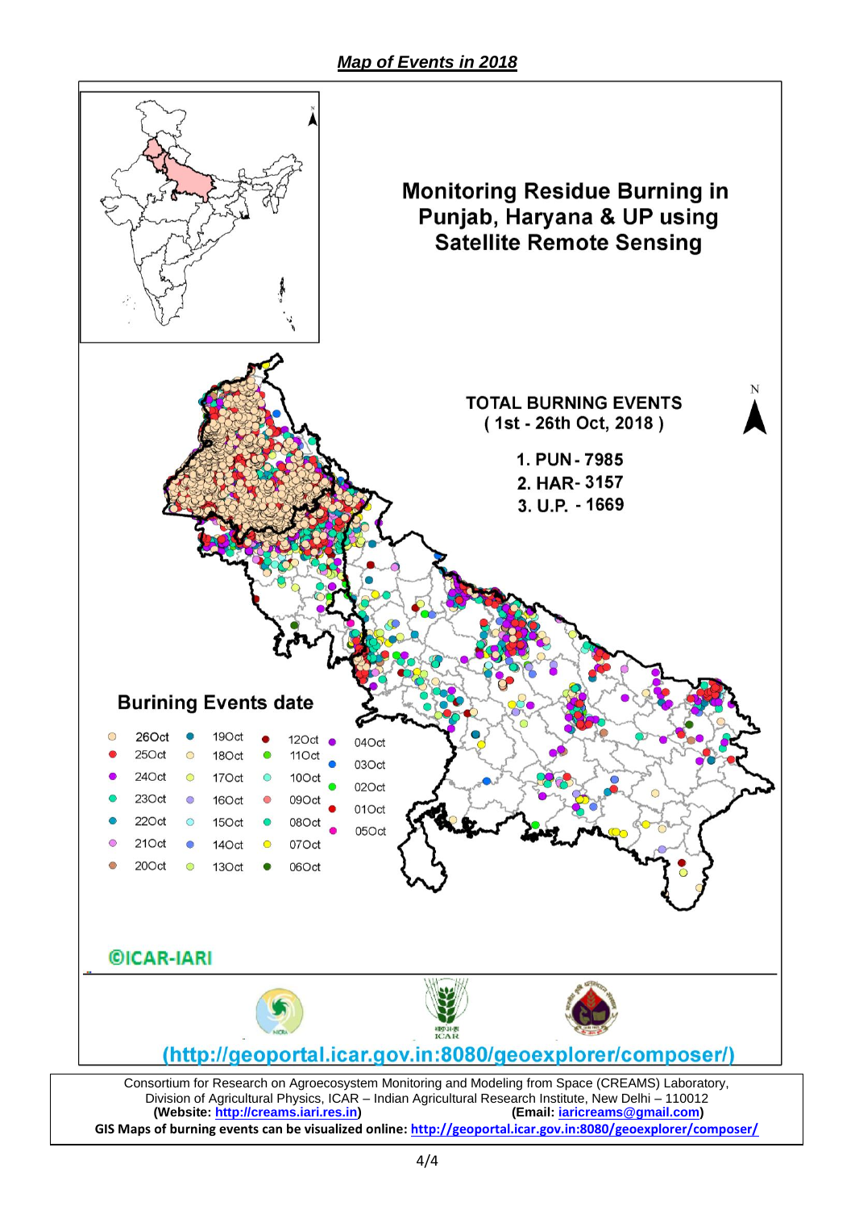***Map of Events in 2018***

**Monitoring Residue Burning in Punjab, Haryana & UP using Satellite Remote Sensing**

**TOTAL BURNING EVENTS ( 1st - 26th Oct, 2018 )**

1. PUN - 7985
2. HAR - 3157
3. U.P. - 1669

**Burining Events date**

26Oct
25Oct
24Oct
23Oct
22Oct
21Oct
20Oct
19Oct
18Oct
17Oct
16Oct
15Oct
14Oct
13Oct
12Oct
11Oct
10Oct
09Oct
08Oct
07Oct
06Oct
04Oct
03Oct
02Oct
01Oct
05Oct

©ICAR-IARI

(http://geoportal.icar.gov.in:8080/geoexplorer/composer/)

Consortium for Research on Agroecosystem Monitoring and Modeling from Space (CREAMS) Laboratory, Division of Agricultural Physics, ICAR – Indian Agricultural Research Institute, New Delhi – 110012
**(Website: http://creams.iari.res.in)** **(Email: iaricreams@gmail.com)**
**GIS Maps of burning events can be visualized online: http://geoportal.icar.gov.in:8080/geoexplorer/composer/**